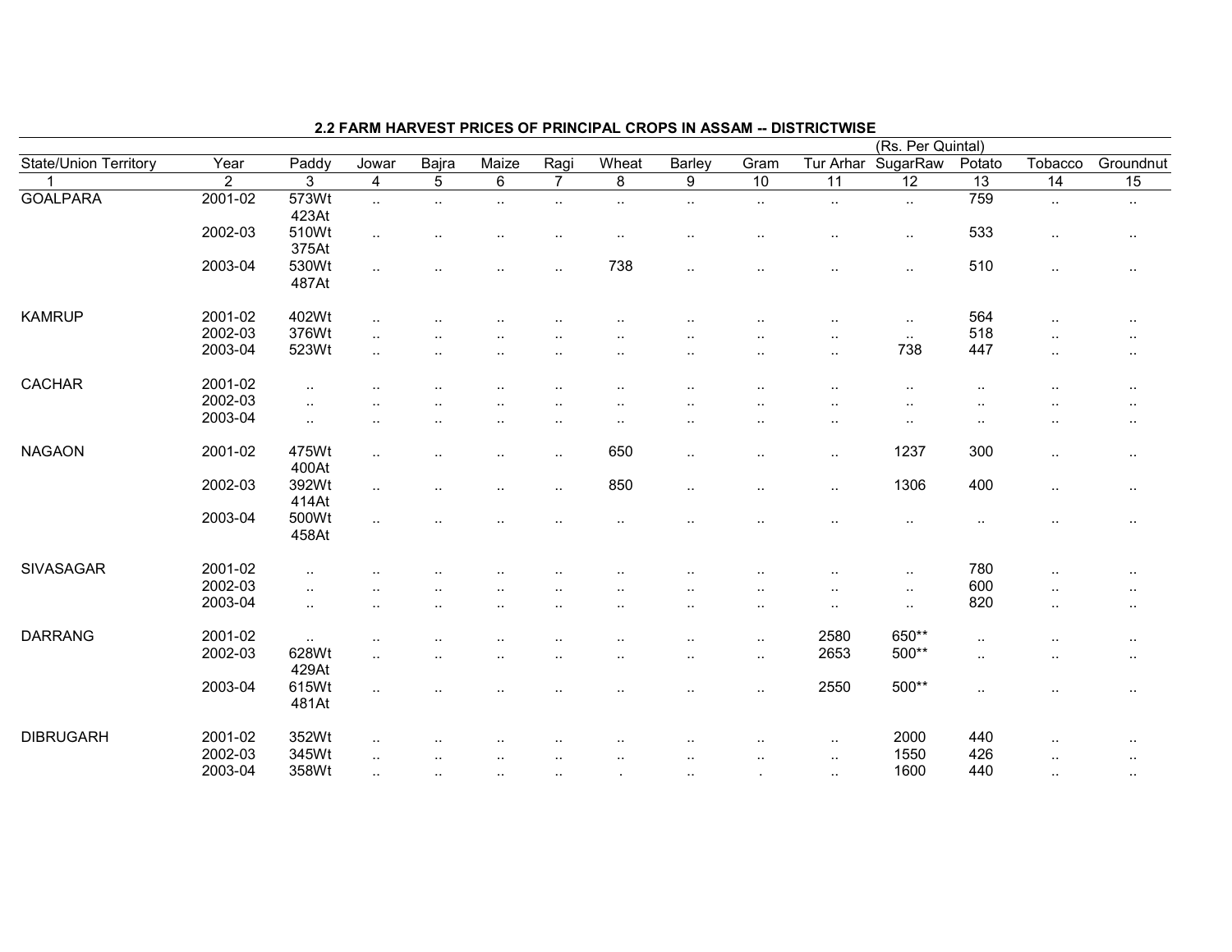## 2.2 FARM HARVEST PRICES OF PRINCIPAL CROPS IN ASSAM -- DISTRICTWISE

(Rs. Per Quintal)

| State/Union Territory | Year | Paddy | Jowar | Bajra | Maize | Ragi | Wheat | Barley | Gram | Tur Arhar | SugarRaw | Potato | Tobacco | Groundnut |
|---|---|---|---|---|---|---|---|---|---|---|---|---|---|---|
| 1 | 2 | 3 | 4 | 5 | 6 | 7 | 8 | 9 | 10 | 11 | 12 | 13 | 14 | 15 |
| GOALPARA | 2001-02 | 573Wt 423At | .. | .. | .. | .. | .. | .. | .. | .. | .. | 759 | .. | .. |
| | 2002-03 | 510Wt 375At | .. | .. | .. | .. | .. | .. | .. | .. | .. | 533 | .. | .. |
| | 2003-04 | 530Wt 487At | .. | .. | .. | .. | 738 | .. | .. | .. | .. | 510 | .. | .. |
| KAMRUP | 2001-02 | 402Wt | .. | .. | .. | .. | .. | .. | .. | .. | .. | 564 | .. | .. |
| | 2002-03 | 376Wt | .. | .. | .. | .. | .. | .. | .. | .. | .. | 518 | .. | .. |
| | 2003-04 | 523Wt | .. | .. | .. | .. | .. | .. | .. | .. | 738 | 447 | .. | .. |
| CACHAR | 2001-02 | .. | .. | .. | .. | .. | .. | .. | .. | .. | .. | .. | .. | .. |
| | 2002-03 | .. | .. | .. | .. | .. | .. | .. | .. | .. | .. | .. | .. | .. |
| | 2003-04 | .. | .. | .. | .. | .. | .. | .. | .. | .. | .. | .. | .. | .. |
| NAGAON | 2001-02 | 475Wt 400At | .. | .. | .. | .. | 650 | .. | .. | .. | 1237 | 300 | .. | .. |
| | 2002-03 | 392Wt 414At | .. | .. | .. | .. | 850 | .. | .. | .. | 1306 | 400 | .. | .. |
| | 2003-04 | 500Wt 458At | .. | .. | .. | .. | .. | .. | .. | .. | .. | .. | .. | .. |
| SIVASAGAR | 2001-02 | .. | .. | .. | .. | .. | .. | .. | .. | .. | .. | 780 | .. | .. |
| | 2002-03 | .. | .. | .. | .. | .. | .. | .. | .. | .. | .. | 600 | .. | .. |
| | 2003-04 | .. | .. | .. | .. | .. | .. | .. | .. | .. | .. | 820 | .. | .. |
| DARRANG | 2001-02 | .. | .. | .. | .. | .. | .. | .. | .. | 2580 | 650** | .. | .. | .. |
| | 2002-03 | 628Wt 429At | .. | .. | .. | .. | .. | .. | .. | 2653 | 500** | .. | .. | .. |
| | 2003-04 | 615Wt 481At | .. | .. | .. | .. | .. | .. | .. | 2550 | 500** | .. | .. | .. |
| DIBRUGARH | 2001-02 | 352Wt | .. | .. | .. | .. | .. | .. | .. | .. | 2000 | 440 | .. | .. |
| | 2002-03 | 345Wt | .. | .. | .. | .. | .. | .. | .. | .. | 1550 | 426 | .. | .. |
| | 2003-04 | 358Wt | .. | .. | .. | .. | . | .. | . | .. | 1600 | 440 | .. | .. |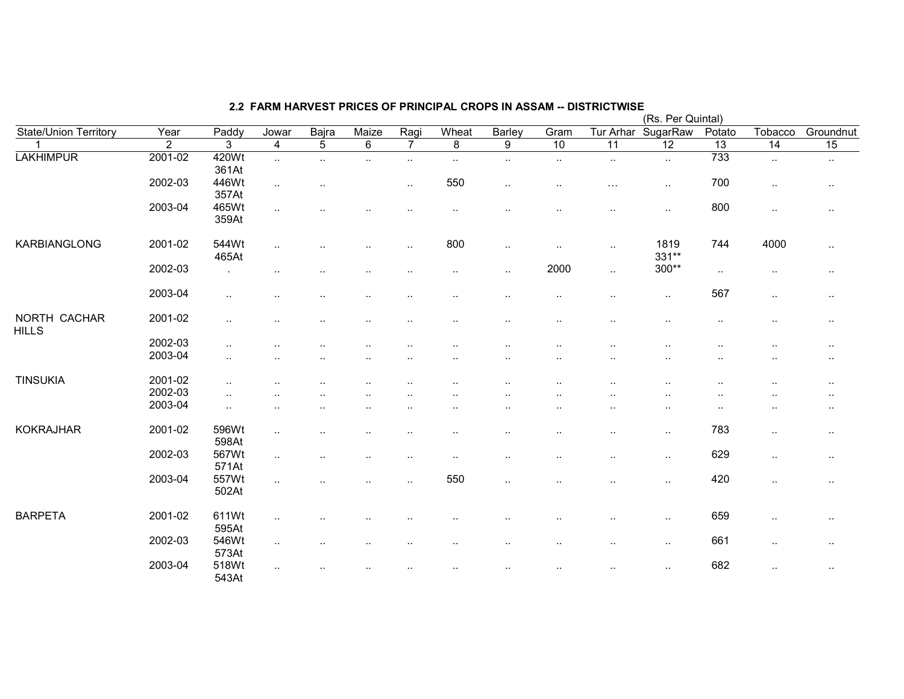## 2.2 FARM HARVEST PRICES OF PRINCIPAL CROPS IN ASSAM -- DISTRICTWISE

(Rs. Per Quintal)

| State/Union Territory | Year | Paddy | Jowar | Bajra | Maize | Ragi | Wheat | Barley | Gram | Tur Arhar | SugarRaw | Potato | Tobacco | Groundnut |
|---|---|---|---|---|---|---|---|---|---|---|---|---|---|---|
| 1 | 2 | 3 | 4 | 5 | 6 | 7 | 8 | 9 | 10 | 11 | 12 | 13 | 14 | 15 |
| LAKHIMPUR | 2001-02 | 420Wt 361At | .. | .. | .. | .. | .. | .. | .. | .. | .. | 733 | .. | .. |
| | 2002-03 | 446Wt 357At | .. | .. | | .. | 550 | .. | .. | ... | .. | 700 | .. | .. |
| | 2003-04 | 465Wt 359At | .. | .. | .. | .. | .. | .. | .. | .. | .. | 800 | .. | .. |
| KARBIANGLONG | 2001-02 | 544Wt 465At | .. | .. | .. | .. | 800 | .. | .. | .. | 1819 331** | 744 | 4000 | .. |
| | 2002-03 | . | .. | .. | .. | .. | .. | .. | 2000 | .. | 300** | .. | .. | .. |
| | 2003-04 | .. | .. | .. | .. | .. | .. | .. | .. | .. | .. | 567 | .. | .. |
| NORTH CACHAR HILLS | 2001-02 | .. | .. | .. | .. | .. | .. | .. | .. | .. | .. | .. | .. | .. |
| | 2002-03 | .. | .. | .. | .. | .. | .. | .. | .. | .. | .. | .. | .. | .. |
| | 2003-04 | .. | .. | .. | .. | .. | .. | .. | .. | .. | .. | .. | .. | .. |
| TINSUKIA | 2001-02 | .. | .. | .. | .. | .. | .. | .. | .. | .. | .. | .. | .. | .. |
| | 2002-03 | .. | .. | .. | .. | .. | .. | .. | .. | .. | .. | .. | .. | .. |
| | 2003-04 | .. | .. | .. | .. | .. | .. | .. | .. | .. | .. | .. | .. | .. |
| KOKRAJHAR | 2001-02 | 596Wt 598At | .. | .. | .. | .. | .. | .. | .. | .. | .. | 783 | .. | .. |
| | 2002-03 | 567Wt 571At | .. | .. | .. | .. | .. | .. | .. | .. | .. | 629 | .. | .. |
| | 2003-04 | 557Wt 502At | .. | .. | .. | .. | 550 | .. | .. | .. | .. | 420 | .. | .. |
| BARPETA | 2001-02 | 611Wt 595At | .. | .. | .. | .. | .. | .. | .. | .. | .. | 659 | .. | .. |
| | 2002-03 | 546Wt 573At | .. | .. | .. | .. | .. | .. | .. | .. | .. | 661 | .. | .. |
| | 2003-04 | 518Wt 543At | .. | .. | .. | .. | .. | .. | .. | .. | .. | 682 | .. | .. |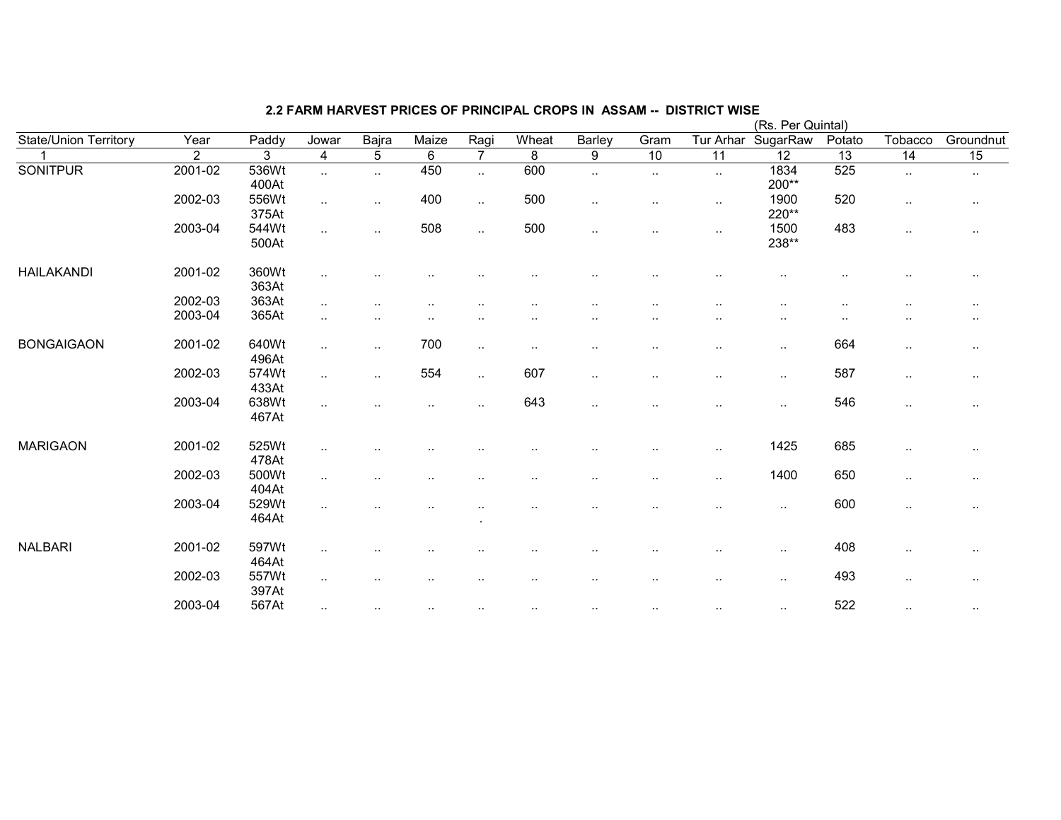## 2.2 FARM HARVEST PRICES OF PRINCIPAL CROPS IN ASSAM -- DISTRICT WISE

(Rs. Per Quintal)

| State/Union Territory | Year | Paddy | Jowar | Bajra | Maize | Ragi | Wheat | Barley | Gram | Tur Arhar | SugarRaw | Potato | Tobacco | Groundnut |
|---|---|---|---|---|---|---|---|---|---|---|---|---|---|---|
| 1 | 2 | 3 | 4 | 5 | 6 | 7 | 8 | 9 | 10 | 11 | 12 | 13 | 14 | 15 |
| SONITPUR | 2001-02 | 536Wt 400At | .. | .. | 450 | .. | 600 | .. | .. | .. | 1834 200** | 525 | .. | .. |
| | 2002-03 | 556Wt 375At | .. | .. | 400 | .. | 500 | .. | .. | .. | 1900 220** | 520 | .. | .. |
| | 2003-04 | 544Wt 500At | .. | .. | 508 | .. | 500 | .. | .. | .. | 1500 238** | 483 | .. | .. |
| HAILAKANDI | 2001-02 | 360Wt 363At | .. | .. | .. | .. | .. | .. | .. | .. | .. | .. | .. | .. |
| | 2002-03 | 363At | .. | .. | .. | .. | .. | .. | .. | .. | .. | .. | .. | .. |
| | 2003-04 | 365At | .. | .. | .. | .. | .. | .. | .. | .. | .. | .. | .. | .. |
| BONGAIGAON | 2001-02 | 640Wt 496At | .. | .. | 700 | .. | .. | .. | .. | .. | .. | 664 | .. | .. |
| | 2002-03 | 574Wt 433At | .. | .. | 554 | .. | 607 | .. | .. | .. | .. | 587 | .. | .. |
| | 2003-04 | 638Wt 467At | .. | .. | .. | .. | 643 | .. | .. | .. | .. | 546 | .. | .. |
| MARIGAON | 2001-02 | 525Wt 478At | .. | .. | .. | .. | .. | .. | .. | .. | 1425 | 685 | .. | .. |
| | 2002-03 | 500Wt 404At | .. | .. | .. | .. | .. | .. | .. | .. | 1400 | 650 | .. | .. |
| | 2003-04 | 529Wt 464At | .. | .. | .. | .. | .. | .. | .. | .. | .. | 600 | .. | .. |
| NALBARI | 2001-02 | 597Wt 464At | .. | .. | .. | .. | .. | .. | .. | .. | .. | 408 | .. | .. |
| | 2002-03 | 557Wt 397At | .. | .. | .. | .. | .. | .. | .. | .. | .. | 493 | .. | .. |
| | 2003-04 | 567At | .. | .. | .. | .. | .. | .. | .. | .. | .. | 522 | .. | .. |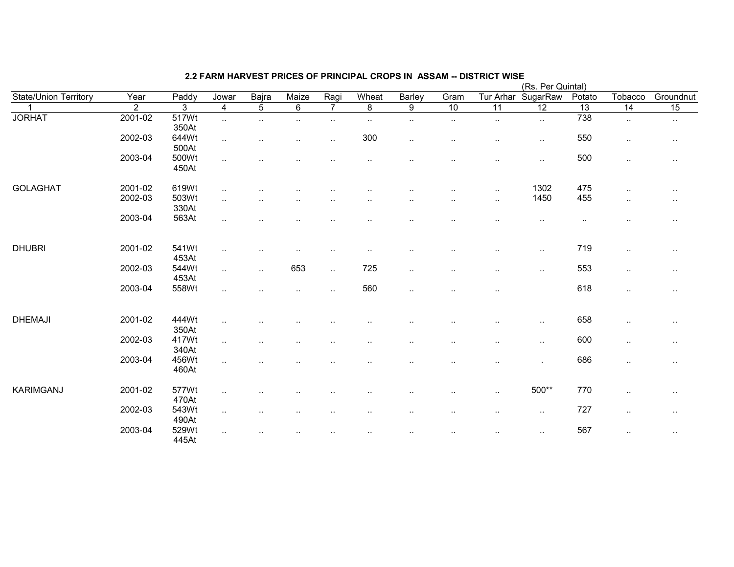## 2.2 FARM HARVEST PRICES OF PRINCIPAL CROPS IN ASSAM -- DISTRICT WISE

(Rs. Per Quintal)

| State/Union Territory | Year | Paddy | Jowar | Bajra | Maize | Ragi | Wheat | Barley | Gram | Tur Arhar | SugarRaw | Potato | Tobacco | Groundnut |
|---|---|---|---|---|---|---|---|---|---|---|---|---|---|---|
| 1 | 2 | 3 | 4 | 5 | 6 | 7 | 8 | 9 | 10 | 11 | 12 | 13 | 14 | 15 |
| JORHAT | 2001-02 | 517Wt 350At | .. | .. | .. | .. | .. | .. | .. | .. | .. | 738 | .. | .. |
| | 2002-03 | 644Wt 500At | .. | .. | .. | .. | 300 | .. | .. | .. | .. | 550 | .. | .. |
| | 2003-04 | 500Wt 450At | .. | .. | .. | .. | .. | .. | .. | .. | .. | 500 | .. | .. |
| GOLAGHAT | 2001-02 | 619Wt | .. | .. | .. | .. | .. | .. | .. | .. | 1302 | 475 | .. | .. |
| | 2002-03 | 503Wt 330At | .. | .. | .. | .. | .. | .. | .. | .. | 1450 | 455 | .. | .. |
| | 2003-04 | 563At | .. | .. | .. | .. | .. | .. | .. | .. | .. | .. | .. | .. |
| DHUBRI | 2001-02 | 541Wt 453At | .. | .. | .. | .. | .. | .. | .. | .. | .. | 719 | .. | .. |
| | 2002-03 | 544Wt 453At | .. | .. | 653 | .. | 725 | .. | .. | .. | .. | 553 | .. | .. |
| | 2003-04 | 558Wt | .. | .. | .. | .. | 560 | .. | .. | .. | | 618 | .. | .. |
| DHEMAJI | 2001-02 | 444Wt 350At | .. | .. | .. | .. | .. | .. | .. | .. | .. | 658 | .. | .. |
| | 2002-03 | 417Wt 340At | .. | .. | .. | .. | .. | .. | .. | .. | .. | 600 | .. | .. |
| | 2003-04 | 456Wt 460At | .. | .. | .. | .. | .. | .. | .. | .. | . | 686 | .. | .. |
| KARIMGANJ | 2001-02 | 577Wt 470At | .. | .. | .. | .. | .. | .. | .. | .. | 500** | 770 | .. | .. |
| | 2002-03 | 543Wt 490At | .. | .. | .. | .. | .. | .. | .. | .. | .. | 727 | .. | .. |
| | 2003-04 | 529Wt 445At | .. | .. | .. | .. | .. | .. | .. | .. | .. | 567 | .. | .. |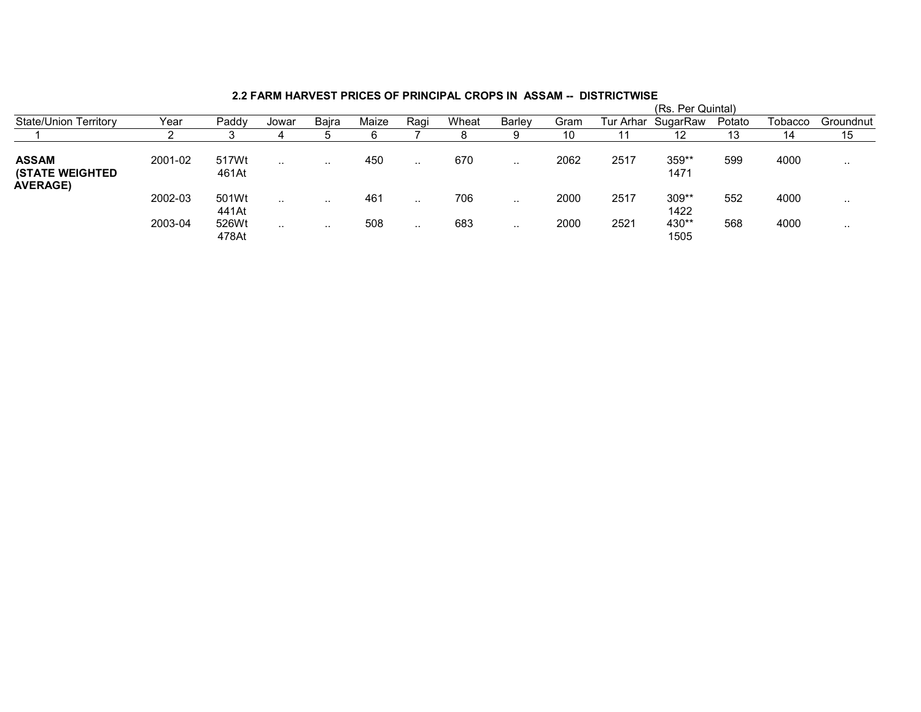## 2.2 FARM HARVEST PRICES OF PRINCIPAL CROPS IN ASSAM -- DISTRICTWISE

(Rs. Per Quintal)

| State/Union Territory | Year | Paddy | Jowar | Bajra | Maize | Ragi | Wheat | Barley | Gram | Tur Arhar | SugarRaw | Potato | Tobacco | Groundnut |
|---|---|---|---|---|---|---|---|---|---|---|---|---|---|---|
| 1 | 2 | 3 | 4 | 5 | 6 | 7 | 8 | 9 | 10 | 11 | 12 | 13 | 14 | 15 |
| **ASSAM (STATE WEIGHTED AVERAGE)** | 2001-02 | 517Wt 461At | .. | .. | 450 | .. | 670 | .. | 2062 | 2517 | 359** 1471 | 599 | 4000 | .. |
| | 2002-03 | 501Wt 441At | .. | .. | 461 | .. | 706 | .. | 2000 | 2517 | 309** 1422 | 552 | 4000 | .. |
| | 2003-04 | 526Wt 478At | .. | .. | 508 | .. | 683 | .. | 2000 | 2521 | 430** 1505 | 568 | 4000 | .. |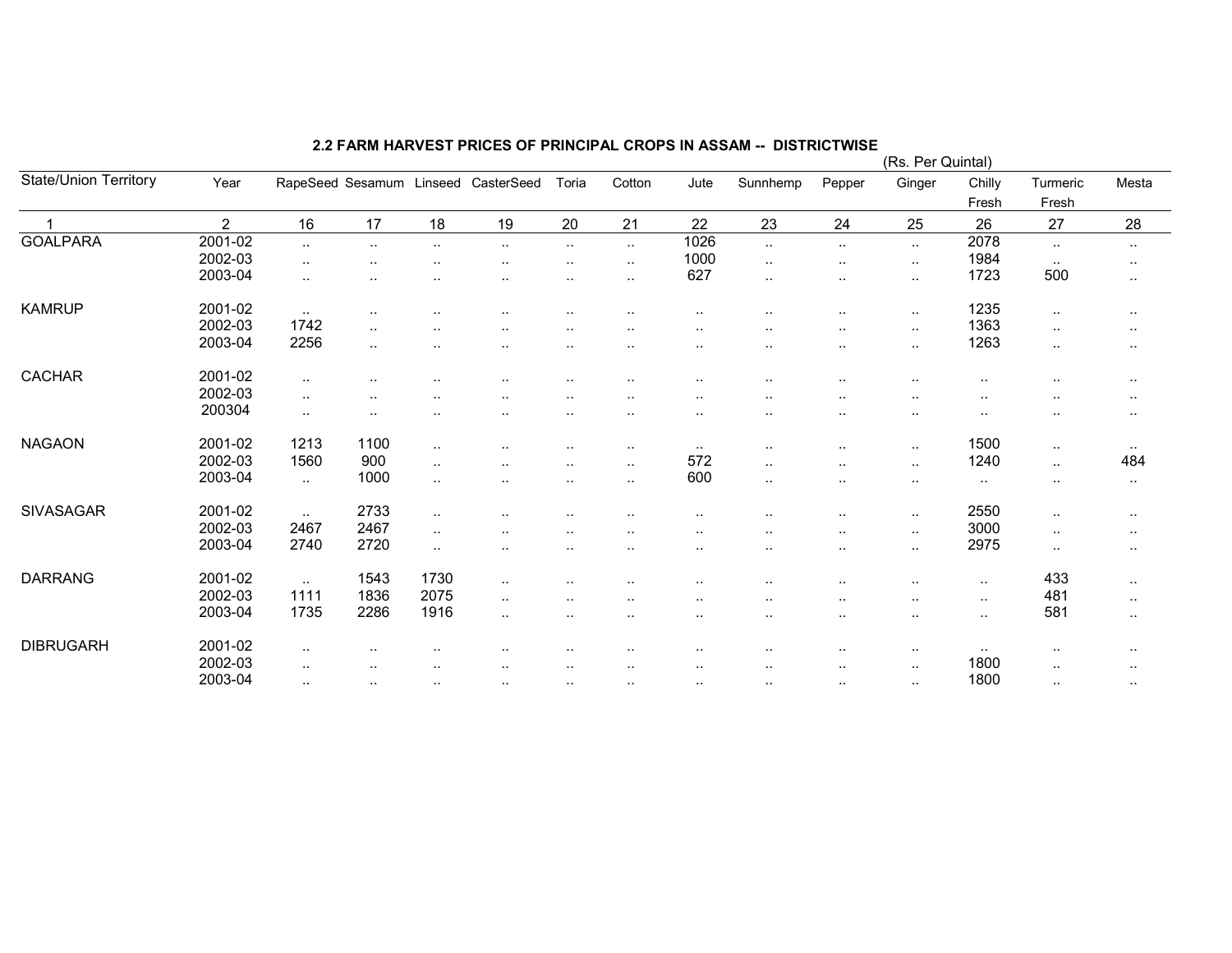## 2.2 FARM HARVEST PRICES OF PRINCIPAL CROPS IN ASSAM -- DISTRICTWISE

(Rs. Per Quintal)

| State/Union Territory | Year | RapeSeed | Sesamum | Linseed | CasterSeed | Toria | Cotton | Jute | Sunnhemp | Pepper | Ginger | Chilly Fresh | Turmeric Fresh | Mesta |
|---|---|---|---|---|---|---|---|---|---|---|---|---|---|---|
| 1 | 2 | 16 | 17 | 18 | 19 | 20 | 21 | 22 | 23 | 24 | 25 | 26 | 27 | 28 |
| GOALPARA | 2001-02 | .. | .. | .. | .. | .. | .. | 1026 | .. | .. | .. | 2078 | .. | .. |
| | 2002-03 | .. | .. | .. | .. | .. | .. | 1000 | .. | .. | .. | 1984 | .. | .. |
| | 2003-04 | .. | .. | .. | .. | .. | .. | 627 | .. | .. | .. | 1723 | 500 | .. |
| KAMRUP | 2001-02 | .. | .. | .. | .. | .. | .. | .. | .. | .. | .. | 1235 | .. | .. |
| | 2002-03 | 1742 | .. | .. | .. | .. | .. | .. | .. | .. | .. | 1363 | .. | .. |
| | 2003-04 | 2256 | .. | .. | .. | .. | .. | .. | .. | .. | .. | 1263 | .. | .. |
| CACHAR | 2001-02 | .. | .. | .. | .. | .. | .. | .. | .. | .. | .. | .. | .. | .. |
| | 2002-03 | .. | .. | .. | .. | .. | .. | .. | .. | .. | .. | .. | .. | .. |
| | 200304 | .. | .. | .. | .. | .. | .. | .. | .. | .. | .. | .. | .. | .. |
| NAGAON | 2001-02 | 1213 | 1100 | .. | .. | .. | .. | .. | .. | .. | .. | 1500 | .. | .. |
| | 2002-03 | 1560 | 900 | .. | .. | .. | .. | 572 | .. | .. | .. | 1240 | .. | 484 |
| | 2003-04 | .. | 1000 | .. | .. | .. | .. | 600 | .. | .. | .. | .. | .. | .. |
| SIVASAGAR | 2001-02 | .. | 2733 | .. | .. | .. | .. | .. | .. | .. | .. | 2550 | .. | .. |
| | 2002-03 | 2467 | 2467 | .. | .. | .. | .. | .. | .. | .. | .. | 3000 | .. | .. |
| | 2003-04 | 2740 | 2720 | .. | .. | .. | .. | .. | .. | .. | .. | 2975 | .. | .. |
| DARRANG | 2001-02 | .. | 1543 | 1730 | .. | .. | .. | .. | .. | .. | .. | .. | 433 | .. |
| | 2002-03 | 1111 | 1836 | 2075 | .. | .. | .. | .. | .. | .. | .. | .. | 481 | .. |
| | 2003-04 | 1735 | 2286 | 1916 | .. | .. | .. | .. | .. | .. | .. | .. | 581 | .. |
| DIBRUGARH | 2001-02 | .. | .. | .. | .. | .. | .. | .. | .. | .. | .. | .. | .. | .. |
| | 2002-03 | .. | .. | .. | .. | .. | .. | .. | .. | .. | .. | 1800 | .. | .. |
| | 2003-04 | .. | .. | .. | .. | .. | .. | .. | .. | .. | .. | 1800 | .. | .. |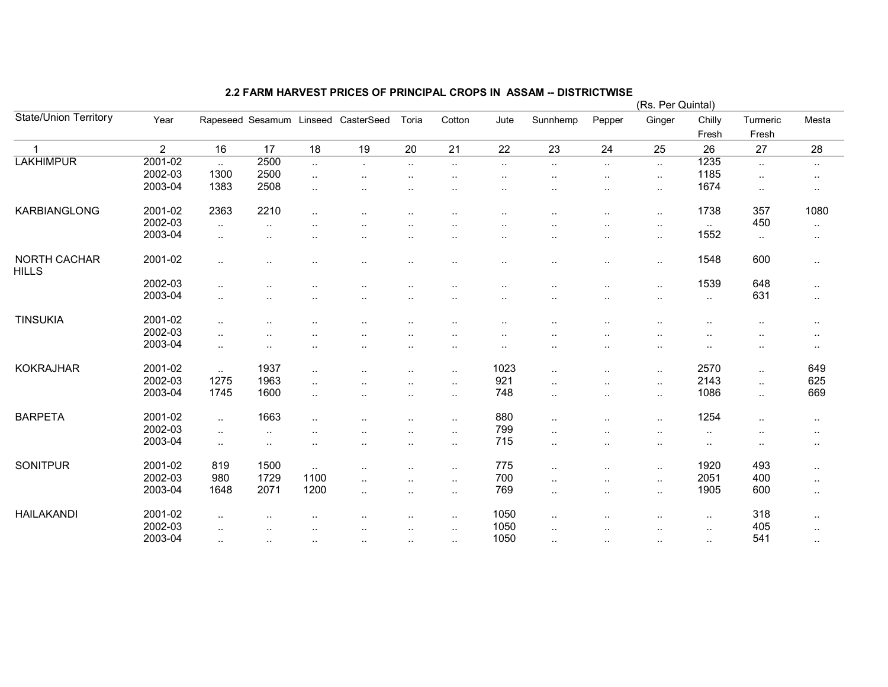## 2.2 FARM HARVEST PRICES OF PRINCIPAL CROPS IN ASSAM -- DISTRICTWISE

(Rs. Per Quintal)

| State/Union Territory | Year | Rapeseed | Sesamum | Linseed | CasterSeed | Toria | Cotton | Jute | Sunnhemp | Pepper | Ginger | Chilly Fresh | Turmeric Fresh | Mesta |
|---|---|---|---|---|---|---|---|---|---|---|---|---|---|---|
| 1 | 2 | 16 | 17 | 18 | 19 | 20 | 21 | 22 | 23 | 24 | 25 | 26 | 27 | 28 |
| LAKHIMPUR | 2001-02 | .. | 2500 | .. | . | .. | .. | .. | .. | .. | .. | 1235 | .. | .. |
| | 2002-03 | 1300 | 2500 | .. | .. | .. | .. | .. | .. | .. | .. | 1185 | .. | .. |
| | 2003-04 | 1383 | 2508 | .. | .. | .. | .. | .. | .. | .. | .. | 1674 | .. | .. |
| KARBIANGLONG | 2001-02 | 2363 | 2210 | .. | .. | .. | .. | .. | .. | .. | .. | 1738 | 357 | 1080 |
| | 2002-03 | .. | .. | .. | .. | .. | .. | .. | .. | .. | .. | .. | 450 | .. |
| | 2003-04 | .. | .. | .. | .. | .. | .. | .. | .. | .. | .. | 1552 | .. | .. |
| NORTH CACHAR HILLS | 2001-02 | .. | .. | .. | .. | .. | .. | .. | .. | .. | .. | 1548 | 600 | .. |
| | 2002-03 | .. | .. | .. | .. | .. | .. | .. | .. | .. | .. | 1539 | 648 | .. |
| | 2003-04 | .. | .. | .. | .. | .. | .. | .. | .. | .. | .. | .. | 631 | .. |
| TINSUKIA | 2001-02 | .. | .. | .. | .. | .. | .. | .. | .. | .. | .. | .. | .. | .. |
| | 2002-03 | .. | .. | .. | .. | .. | .. | .. | .. | .. | .. | .. | .. | .. |
| | 2003-04 | .. | .. | .. | .. | .. | .. | .. | .. | .. | .. | .. | .. | .. |
| KOKRAJHAR | 2001-02 | .. | 1937 | .. | .. | .. | .. | 1023 | .. | .. | .. | 2570 | .. | 649 |
| | 2002-03 | 1275 | 1963 | .. | .. | .. | .. | 921 | .. | .. | .. | 2143 | .. | 625 |
| | 2003-04 | 1745 | 1600 | .. | .. | .. | .. | 748 | .. | .. | .. | 1086 | .. | 669 |
| BARPETA | 2001-02 | .. | 1663 | .. | .. | .. | .. | 880 | .. | .. | .. | 1254 | .. | .. |
| | 2002-03 | .. | .. | .. | .. | .. | .. | 799 | .. | .. | .. | .. | .. | .. |
| | 2003-04 | .. | .. | .. | .. | .. | .. | 715 | .. | .. | .. | .. | .. | .. |
| SONITPUR | 2001-02 | 819 | 1500 | .. | .. | .. | .. | 775 | .. | .. | .. | 1920 | 493 | .. |
| | 2002-03 | 980 | 1729 | 1100 | .. | .. | .. | 700 | .. | .. | .. | 2051 | 400 | .. |
| | 2003-04 | 1648 | 2071 | 1200 | .. | .. | .. | 769 | .. | .. | .. | 1905 | 600 | .. |
| HAILAKANDI | 2001-02 | .. | .. | .. | .. | .. | .. | 1050 | .. | .. | .. | .. | 318 | .. |
| | 2002-03 | .. | .. | .. | .. | .. | .. | 1050 | .. | .. | .. | .. | 405 | .. |
| | 2003-04 | .. | .. | .. | .. | .. | .. | 1050 | .. | .. | .. | .. | 541 | .. |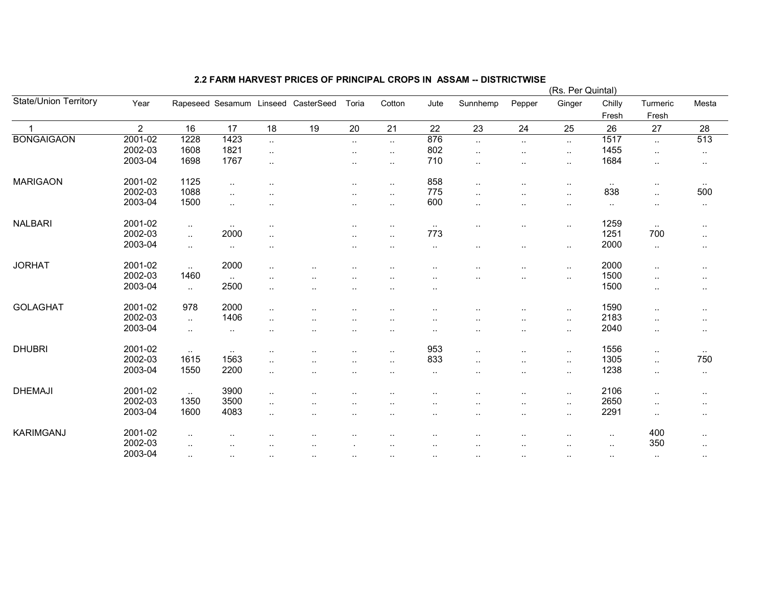## 2.2 FARM HARVEST PRICES OF PRINCIPAL CROPS IN ASSAM -- DISTRICTWISE

(Rs. Per Quintal)

| State/Union Territory | Year | Rapeseed | Sesamum | Linseed | CasterSeed | Toria | Cotton | Jute | Sunnhemp | Pepper | Ginger | Chilly Fresh | Turmeric Fresh | Mesta |
|---|---|---|---|---|---|---|---|---|---|---|---|---|---|---|
| 1 | 2 | 16 | 17 | 18 | 19 | 20 | 21 | 22 | 23 | 24 | 25 | 26 | 27 | 28 |
| BONGAIGAON | 2001-02 | 1228 | 1423 | .. | | .. | .. | 876 | .. | .. | .. | 1517 | .. | 513 |
| | 2002-03 | 1608 | 1821 | .. | | .. | .. | 802 | .. | .. | .. | 1455 | .. | .. |
| | 2003-04 | 1698 | 1767 | .. | | .. | .. | 710 | .. | .. | .. | 1684 | .. | .. |
| MARIGAON | 2001-02 | 1125 | .. | .. | | .. | .. | 858 | .. | .. | .. | .. | .. | .. |
| | 2002-03 | 1088 | .. | .. | | .. | .. | 775 | .. | .. | .. | 838 | .. | 500 |
| | 2003-04 | 1500 | .. | .. | | .. | .. | 600 | .. | .. | .. | .. | .. | .. |
| NALBARI | 2001-02 | .. | .. | .. | | .. | .. | .. | .. | .. | .. | 1259 | .. | .. |
| | 2002-03 | .. | 2000 | .. | | .. | .. | 773 | | | | 1251 | 700 | .. |
| | 2003-04 | .. | .. | .. | | .. | .. | .. | .. | .. | .. | 2000 | .. | .. |
| JORHAT | 2001-02 | .. | 2000 | .. | .. | .. | .. | .. | .. | .. | .. | 2000 | .. | .. |
| | 2002-03 | 1460 | .. | .. | .. | .. | .. | .. | .. | .. | .. | 1500 | .. | .. |
| | 2003-04 | .. | 2500 | .. | .. | .. | .. | .. | | | | 1500 | .. | .. |
| GOLAGHAT | 2001-02 | 978 | 2000 | .. | .. | .. | .. | .. | .. | .. | .. | 1590 | .. | .. |
| | 2002-03 | .. | 1406 | .. | .. | .. | .. | .. | .. | .. | .. | 2183 | .. | .. |
| | 2003-04 | .. | .. | .. | .. | .. | .. | .. | .. | .. | .. | 2040 | .. | .. |
| DHUBRI | 2001-02 | .. | .. | .. | .. | .. | .. | 953 | .. | .. | .. | 1556 | .. | .. |
| | 2002-03 | 1615 | 1563 | .. | .. | .. | .. | 833 | .. | .. | .. | 1305 | .. | 750 |
| | 2003-04 | 1550 | 2200 | .. | .. | .. | .. | .. | .. | .. | .. | 1238 | .. | .. |
| DHEMAJI | 2001-02 | .. | 3900 | .. | .. | .. | .. | .. | .. | .. | .. | 2106 | .. | .. |
| | 2002-03 | 1350 | 3500 | .. | .. | .. | .. | .. | .. | .. | .. | 2650 | .. | .. |
| | 2003-04 | 1600 | 4083 | .. | .. | .. | .. | .. | .. | .. | .. | 2291 | .. | .. |
| KARIMGANJ | 2001-02 | .. | .. | .. | .. | .. | .. | .. | .. | .. | .. | .. | 400 | .. |
| | 2002-03 | .. | .. | .. | .. | . | .. | .. | .. | .. | .. | .. | 350 | .. |
| | 2003-04 | .. | .. | .. | .. | .. | .. | .. | .. | .. | .. | .. | .. | .. |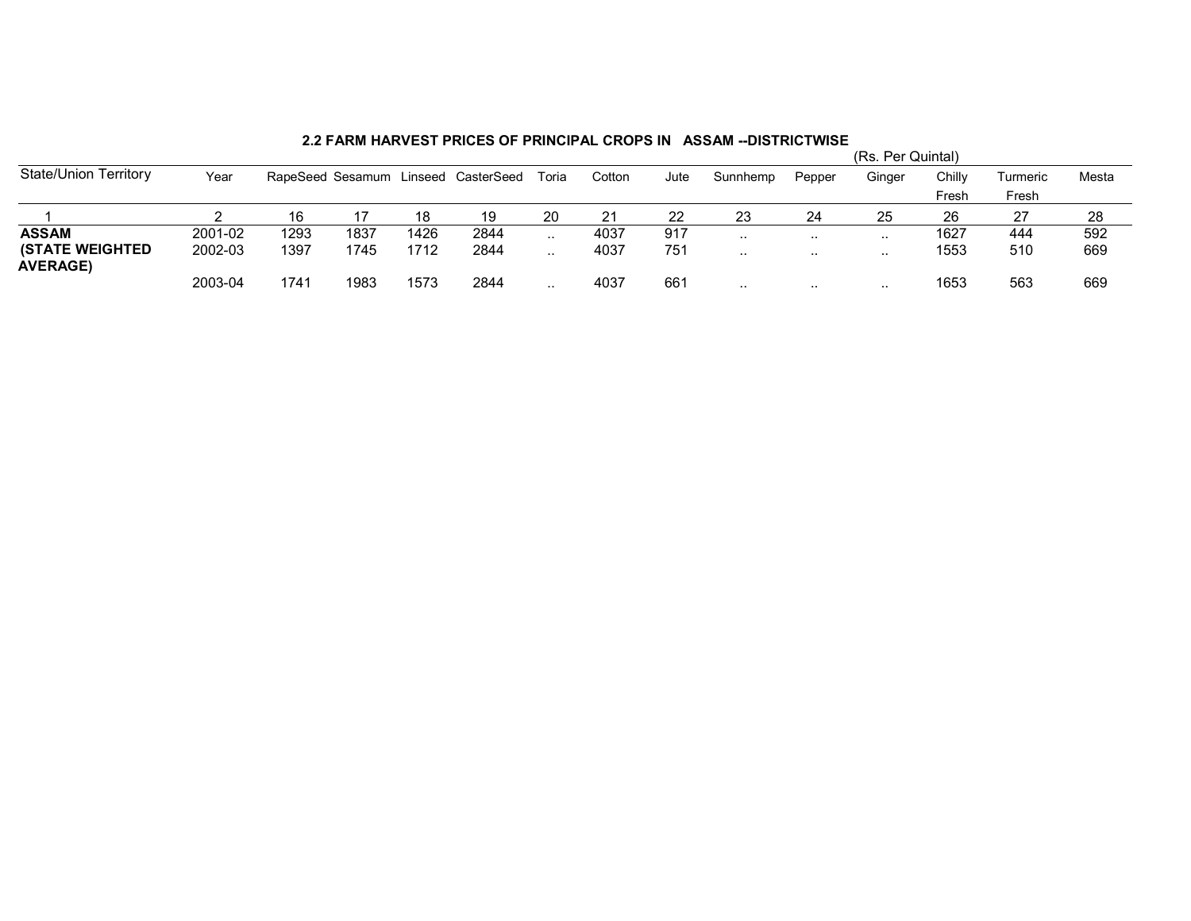## 2.2 FARM HARVEST PRICES OF PRINCIPAL CROPS IN ASSAM --DISTRICTWISE

(Rs. Per Quintal)

| State/Union Territory | Year | RapeSeed | Sesamum | Linseed | CasterSeed | Toria | Cotton | Jute | Sunnhemp | Pepper | Ginger | Chilly Fresh | Turmeric Fresh | Mesta |
|---|---|---|---|---|---|---|---|---|---|---|---|---|---|---|
| 1 | 2 | 16 | 17 | 18 | 19 | 20 | 21 | 22 | 23 | 24 | 25 | 26 | 27 | 28 |
| **ASSAM** | 2001-02 | 1293 | 1837 | 1426 | 2844 | .. | 4037 | 917 | .. | .. | .. | 1627 | 444 | 592 |
| **(STATE WEIGHTED AVERAGE)** | 2002-03 | 1397 | 1745 | 1712 | 2844 | .. | 4037 | 751 | .. | .. | .. | 1553 | 510 | 669 |
| | 2003-04 | 1741 | 1983 | 1573 | 2844 | .. | 4037 | 661 | .. | .. | .. | 1653 | 563 | 669 |